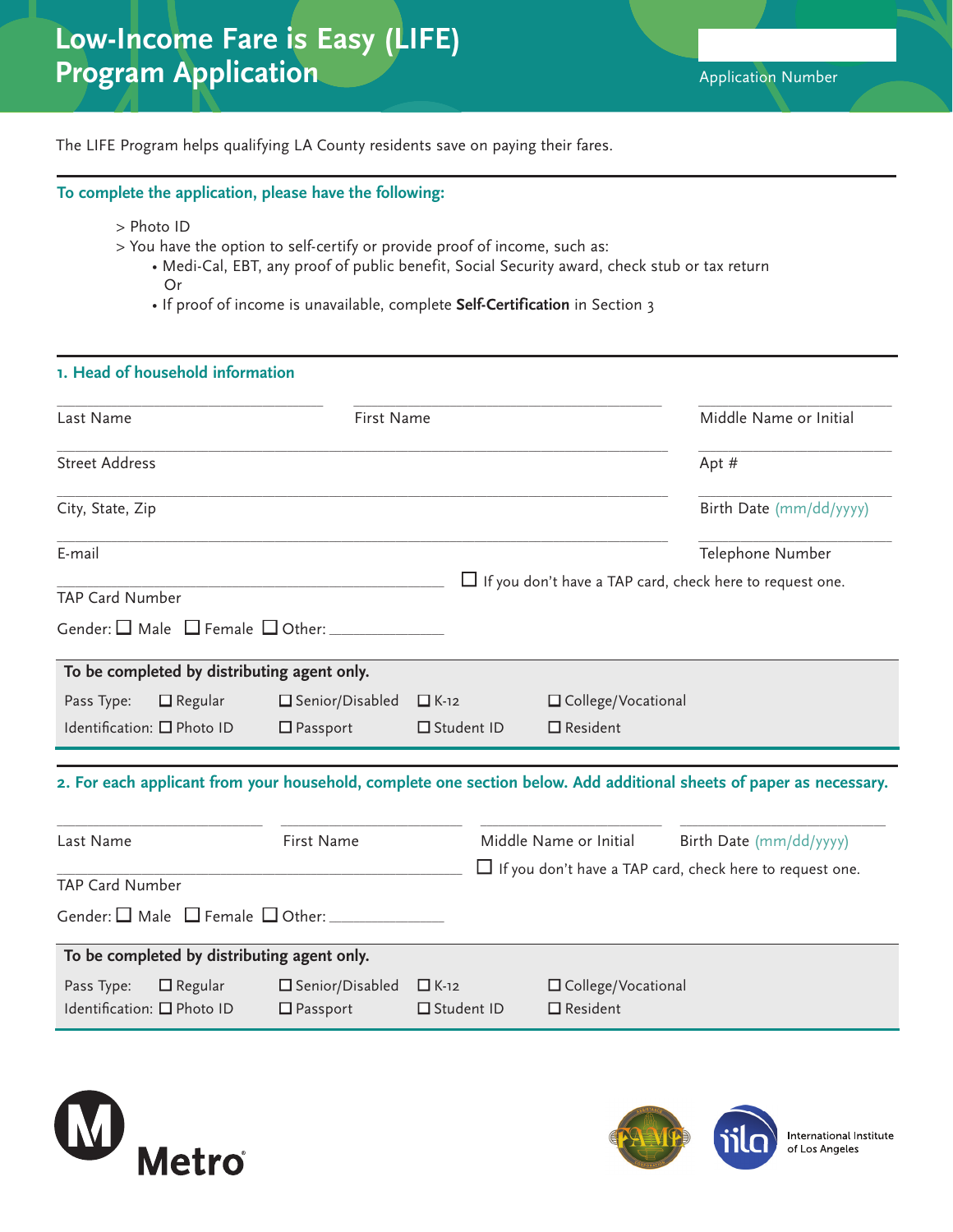# Low-Income Fare is Easy (LIFE) Program Application

Application Number

The LIFE Program helps qualifying LA County residents save on paying their fares.

## To complete the application, please have the following:

> Photo ID
> You have the option to self-certify or provide proof of income, such as:
- Medi-Cal, EBT, any proof of public benefit, Social Security award, check stub or tax return
  Or
- If proof of income is unavailable, complete **Self-Certification** in Section 3

## 1. Head of household information

Last Name ______ First Name ______ Middle Name or Initial ______

Street Address ______ Apt # ______

City, State, Zip ______ Birth Date (mm/dd/yyyy) ______

E-mail ______ Telephone Number ______

TAP Card Number ______ ☐ If you don't have a TAP card, check here to request one.

Gender: ☐ Male ☐ Female ☐ Other: ______

**To be completed by distributing agent only.**

| | | | | |
|---|---|---|---|---|
| Pass Type: | ☐ Regular | ☐ Senior/Disabled | ☐ K-12 | ☐ College/Vocational |
| Identification: | ☐ Photo ID | ☐ Passport | ☐ Student ID | ☐ Resident |

## 2. For each applicant from your household, complete one section below. Add additional sheets of paper as necessary.

Last Name ______ First Name ______ Middle Name or Initial ______ Birth Date (mm/dd/yyyy) ______

TAP Card Number ______ ☐ If you don't have a TAP card, check here to request one.

Gender: ☐ Male ☐ Female ☐ Other: ______

**To be completed by distributing agent only.**

| | | | | |
|---|---|---|---|---|
| Pass Type: | ☐ Regular | ☐ Senior/Disabled | ☐ K-12 | ☐ College/Vocational |
| Identification: | ☐ Photo ID | ☐ Passport | ☐ Student ID | ☐ Resident |

Metro

International Institute of Los Angeles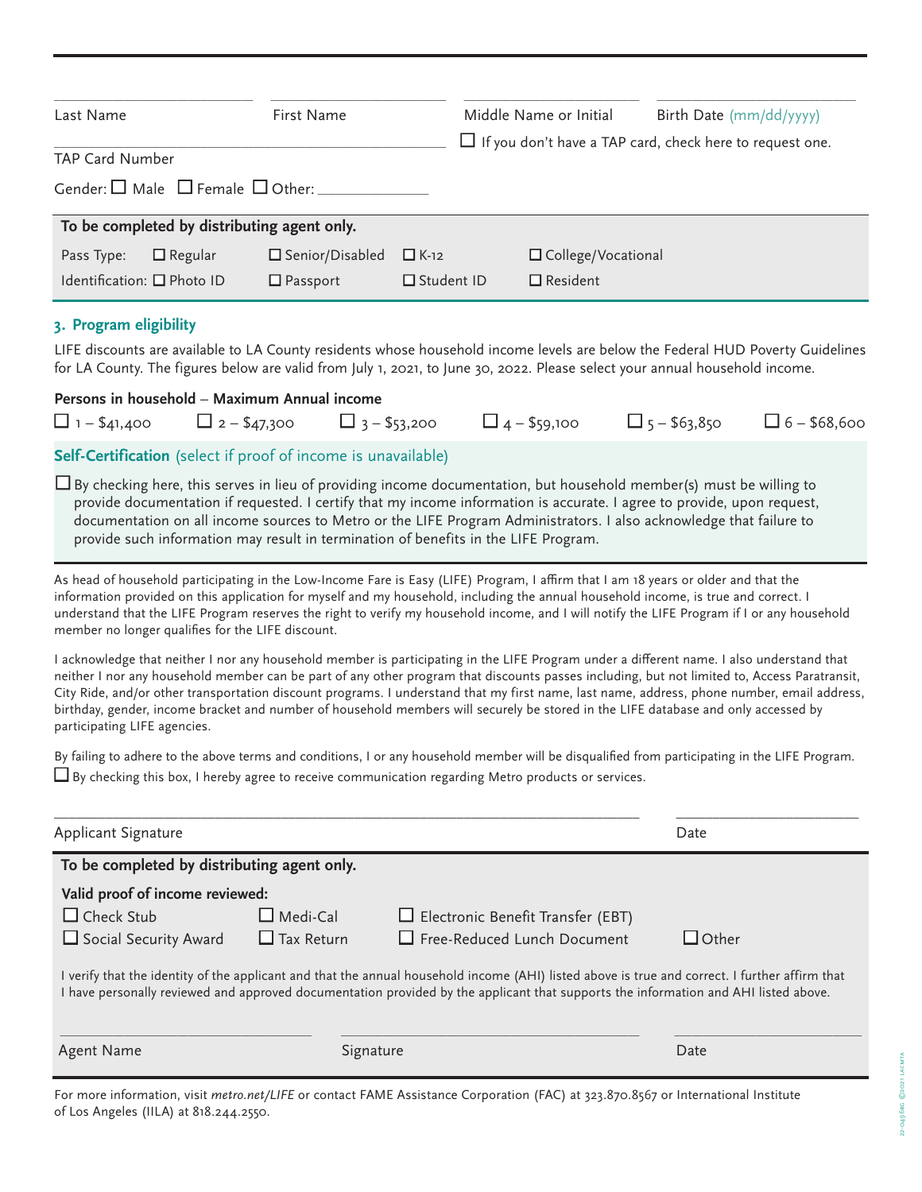Last Name | First Name | Middle Name or Initial | Birth Date (mm/dd/yyyy)

TAP Card Number

☐ If you don't have a TAP card, check here to request one.

Gender: ☐ Male ☐ Female ☐ Other: ____________

**To be completed by distributing agent only.**

Pass Type: ☐ Regular ☐ Senior/Disabled ☐ K-12 ☐ College/Vocational

Identification: ☐ Photo ID ☐ Passport ☐ Student ID ☐ Resident

## 3. Program eligibility

LIFE discounts are available to LA County residents whose household income levels are below the Federal HUD Poverty Guidelines for LA County. The figures below are valid from July 1, 2021, to June 30, 2022. Please select your annual household income.

**Persons in household – Maximum Annual income**

☐ 1 – $41,400 ☐ 2 – $47,300 ☐ 3 – $53,200 ☐ 4 – $59,100 ☐ 5 – $63,850 ☐ 6 – $68,600

**Self-Certification** (select if proof of income is unavailable)

☐ By checking here, this serves in lieu of providing income documentation, but household member(s) must be willing to provide documentation if requested. I certify that my income information is accurate. I agree to provide, upon request, documentation on all income sources to Metro or the LIFE Program Administrators. I also acknowledge that failure to provide such information may result in termination of benefits in the LIFE Program.

As head of household participating in the Low-Income Fare is Easy (LIFE) Program, I affirm that I am 18 years or older and that the information provided on this application for myself and my household, including the annual household income, is true and correct. I understand that the LIFE Program reserves the right to verify my household income, and I will notify the LIFE Program if I or any household member no longer qualifies for the LIFE discount.

I acknowledge that neither I nor any household member is participating in the LIFE Program under a different name. I also understand that neither I nor any household member can be part of any other program that discounts passes including, but not limited to, Access Paratransit, City Ride, and/or other transportation discount programs. I understand that my first name, last name, address, phone number, email address, birthday, gender, income bracket and number of household members will securely be stored in the LIFE database and only accessed by participating LIFE agencies.

By failing to adhere to the above terms and conditions, I or any household member will be disqualified from participating in the LIFE Program.

☐ By checking this box, I hereby agree to receive communication regarding Metro products or services.

Applicant Signature | Date

**To be completed by distributing agent only.**

**Valid proof of income reviewed:**

☐ Check Stub ☐ Medi-Cal ☐ Electronic Benefit Transfer (EBT)

☐ Social Security Award ☐ Tax Return ☐ Free-Reduced Lunch Document ☐ Other

I verify that the identity of the applicant and that the annual household income (AHI) listed above is true and correct. I further affirm that I have personally reviewed and approved documentation provided by the applicant that supports the information and AHI listed above.

Agent Name | Signature | Date

For more information, visit *metro.net/LIFE* or contact FAME Assistance Corporation (FAC) at 323.870.8567 or International Institute of Los Angeles (IILA) at 818.244.2550.